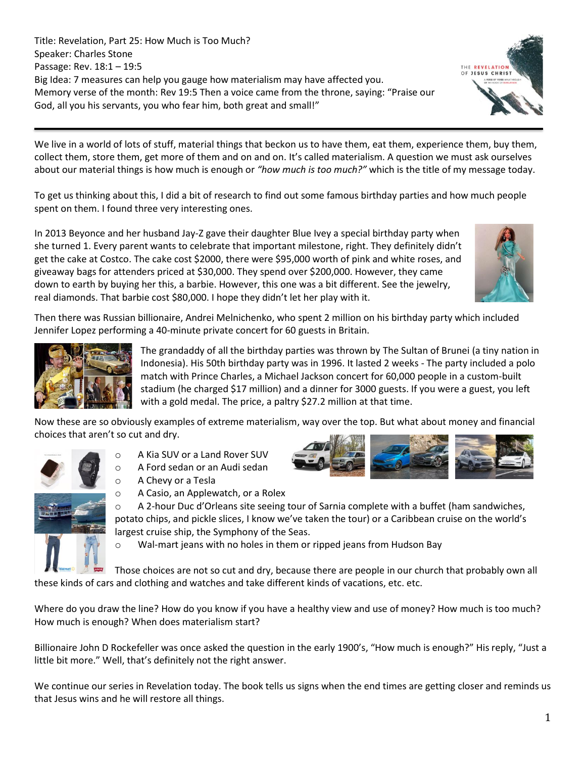Title: Revelation, Part 25: How Much is Too Much?
Speaker: Charles Stone
Passage: Rev. 18:1 – 19:5
Big Idea: 7 measures can help you gauge how materialism may have affected you.
Memory verse of the month: Rev 19:5 Then a voice came from the throne, saying: "Praise our God, all you his servants, you who fear him, both great and small!"

---

We live in a world of lots of stuff, material things that beckon us to have them, eat them, experience them, buy them, collect them, store them, get more of them and on and on. It's called materialism. A question we must ask ourselves about our material things is how much is enough or *"how much is too much?"* which is the title of my message today.

To get us thinking about this, I did a bit of research to find out some famous birthday parties and how much people spent on them. I found three very interesting ones.

In 2013 Beyonce and her husband Jay-Z gave their daughter Blue Ivey a special birthday party when she turned 1. Every parent wants to celebrate that important milestone, right. They definitely didn't get the cake at Costco. The cake cost $2000, there were $95,000 worth of pink and white roses, and giveaway bags for attenders priced at $30,000. They spend over $200,000. However, they came down to earth by buying her this, a barbie. However, this one was a bit different. See the jewelry, real diamonds. That barbie cost $80,000. I hope they didn't let her play with it.

Then there was Russian billionaire, Andrei Melnichenko, who spent 2 million on his birthday party which included Jennifer Lopez performing a 40-minute private concert for 60 guests in Britain.

The grandaddy of all the birthday parties was thrown by The Sultan of Brunei (a tiny nation in Indonesia). His 50th birthday party was in 1996. It lasted 2 weeks - The party included a polo match with Prince Charles, a Michael Jackson concert for 60,000 people in a custom-built stadium (he charged $17 million) and a dinner for 3000 guests. If you were a guest, you left with a gold medal. The price, a paltry $27.2 million at that time.

Now these are so obviously examples of extreme materialism, way over the top. But what about money and financial choices that aren't so cut and dry.

- A Kia SUV or a Land Rover SUV
- A Ford sedan or an Audi sedan
- A Chevy or a Tesla
- A Casio, an Applewatch, or a Rolex
- A 2-hour Duc d'Orleans site seeing tour of Sarnia complete with a buffet (ham sandwiches, potato chips, and pickle slices, I know we've taken the tour) or a Caribbean cruise on the world's largest cruise ship, the Symphony of the Seas.
- Wal-mart jeans with no holes in them or ripped jeans from Hudson Bay

Those choices are not so cut and dry, because there are people in our church that probably own all these kinds of cars and clothing and watches and take different kinds of vacations, etc. etc.

Where do you draw the line? How do you know if you have a healthy view and use of money? How much is too much? How much is enough? When does materialism start?

Billionaire John D Rockefeller was once asked the question in the early 1900's, "How much is enough?" His reply, "Just a little bit more." Well, that's definitely not the right answer.

We continue our series in Revelation today. The book tells us signs when the end times are getting closer and reminds us that Jesus wins and he will restore all things.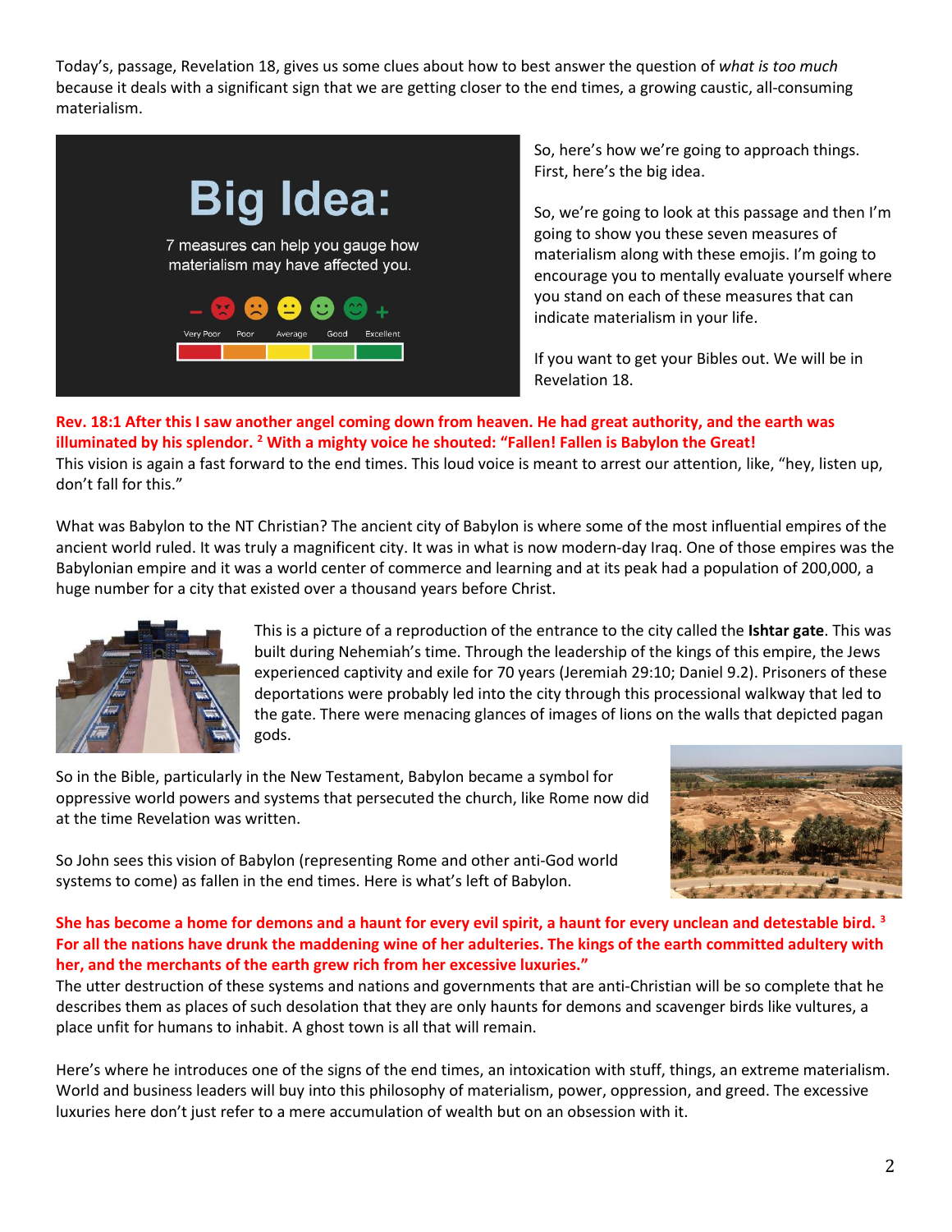Today's, passage, Revelation 18, gives us some clues about how to best answer the question of *what is too much* because it deals with a significant sign that we are getting closer to the end times, a growing caustic, all-consuming materialism.

**Big Idea:**

7 measures can help you gauge how materialism may have affected you.

Very Poor | Poor | Average | Good | Excellent

So, here's how we're going to approach things. First, here's the big idea.

So, we're going to look at this passage and then I'm going to show you these seven measures of materialism along with these emojis. I'm going to encourage you to mentally evaluate yourself where you stand on each of these measures that can indicate materialism in your life.

If you want to get your Bibles out. We will be in Revelation 18.

**Rev. 18:1 After this I saw another angel coming down from heaven. He had great authority, and the earth was illuminated by his splendor. [2] With a mighty voice he shouted: "Fallen! Fallen is Babylon the Great!**

This vision is again a fast forward to the end times. This loud voice is meant to arrest our attention, like, "hey, listen up, don't fall for this."

What was Babylon to the NT Christian? The ancient city of Babylon is where some of the most influential empires of the ancient world ruled. It was truly a magnificent city. It was in what is now modern-day Iraq. One of those empires was the Babylonian empire and it was a world center of commerce and learning and at its peak had a population of 200,000, a huge number for a city that existed over a thousand years before Christ.

This is a picture of a reproduction of the entrance to the city called the **Ishtar gate**. This was built during Nehemiah's time. Through the leadership of the kings of this empire, the Jews experienced captivity and exile for 70 years (Jeremiah 29:10; Daniel 9.2). Prisoners of these deportations were probably led into the city through this processional walkway that led to the gate. There were menacing glances of images of lions on the walls that depicted pagan gods.

So in the Bible, particularly in the New Testament, Babylon became a symbol for oppressive world powers and systems that persecuted the church, like Rome now did at the time Revelation was written.

So John sees this vision of Babylon (representing Rome and other anti-God world systems to come) as fallen in the end times. Here is what's left of Babylon.

**She has become a home for demons and a haunt for every evil spirit, a haunt for every unclean and detestable bird. [3] For all the nations have drunk the maddening wine of her adulteries. The kings of the earth committed adultery with her, and the merchants of the earth grew rich from her excessive luxuries."**

The utter destruction of these systems and nations and governments that are anti-Christian will be so complete that he describes them as places of such desolation that they are only haunts for demons and scavenger birds like vultures, a place unfit for humans to inhabit. A ghost town is all that will remain.

Here's where he introduces one of the signs of the end times, an intoxication with stuff, things, an extreme materialism. World and business leaders will buy into this philosophy of materialism, power, oppression, and greed. The excessive luxuries here don't just refer to a mere accumulation of wealth but on an obsession with it.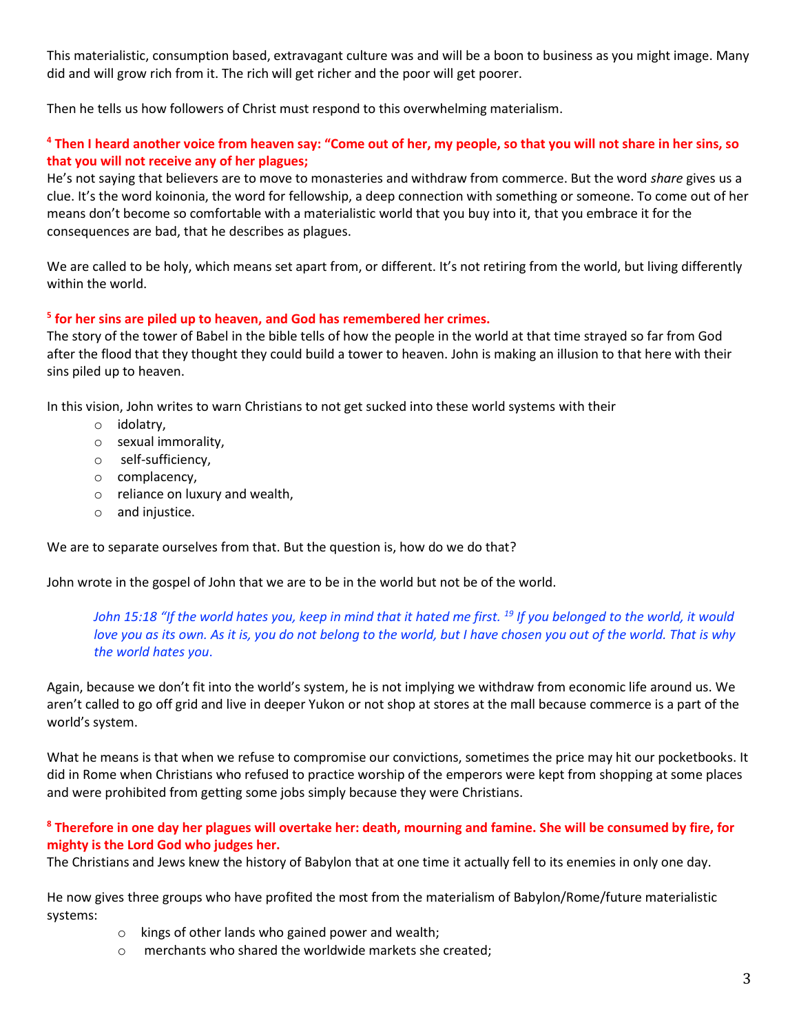This materialistic, consumption based, extravagant culture was and will be a boon to business as you might image. Many did and will grow rich from it. The rich will get richer and the poor will get poorer.

Then he tells us how followers of Christ must respond to this overwhelming materialism.

**[4] Then I heard another voice from heaven say: "Come out of her, my people, so that you will not share in her sins, so that you will not receive any of her plagues;**

He's not saying that believers are to move to monasteries and withdraw from commerce. But the word *share* gives us a clue. It's the word koinonia, the word for fellowship, a deep connection with something or someone. To come out of her means don't become so comfortable with a materialistic world that you buy into it, that you embrace it for the consequences are bad, that he describes as plagues.

We are called to be holy, which means set apart from, or different. It's not retiring from the world, but living differently within the world.

**[5] for her sins are piled up to heaven, and God has remembered her crimes.**

The story of the tower of Babel in the bible tells of how the people in the world at that time strayed so far from God after the flood that they thought they could build a tower to heaven. John is making an illusion to that here with their sins piled up to heaven.

In this vision, John writes to warn Christians to not get sucked into these world systems with their

- idolatry,
- sexual immorality,
- self-sufficiency,
- complacency,
- reliance on luxury and wealth,
- and injustice.

We are to separate ourselves from that. But the question is, how do we do that?

John wrote in the gospel of John that we are to be in the world but not be of the world.

> *John 15:18 "If the world hates you, keep in mind that it hated me first. [19] If you belonged to the world, it would love you as its own. As it is, you do not belong to the world, but I have chosen you out of the world. That is why the world hates you.*

Again, because we don't fit into the world's system, he is not implying we withdraw from economic life around us. We aren't called to go off grid and live in deeper Yukon or not shop at stores at the mall because commerce is a part of the world's system.

What he means is that when we refuse to compromise our convictions, sometimes the price may hit our pocketbooks. It did in Rome when Christians who refused to practice worship of the emperors were kept from shopping at some places and were prohibited from getting some jobs simply because they were Christians.

**[8] Therefore in one day her plagues will overtake her: death, mourning and famine. She will be consumed by fire, for mighty is the Lord God who judges her.**

The Christians and Jews knew the history of Babylon that at one time it actually fell to its enemies in only one day.

He now gives three groups who have profited the most from the materialism of Babylon/Rome/future materialistic systems:

- kings of other lands who gained power and wealth;
- merchants who shared the worldwide markets she created;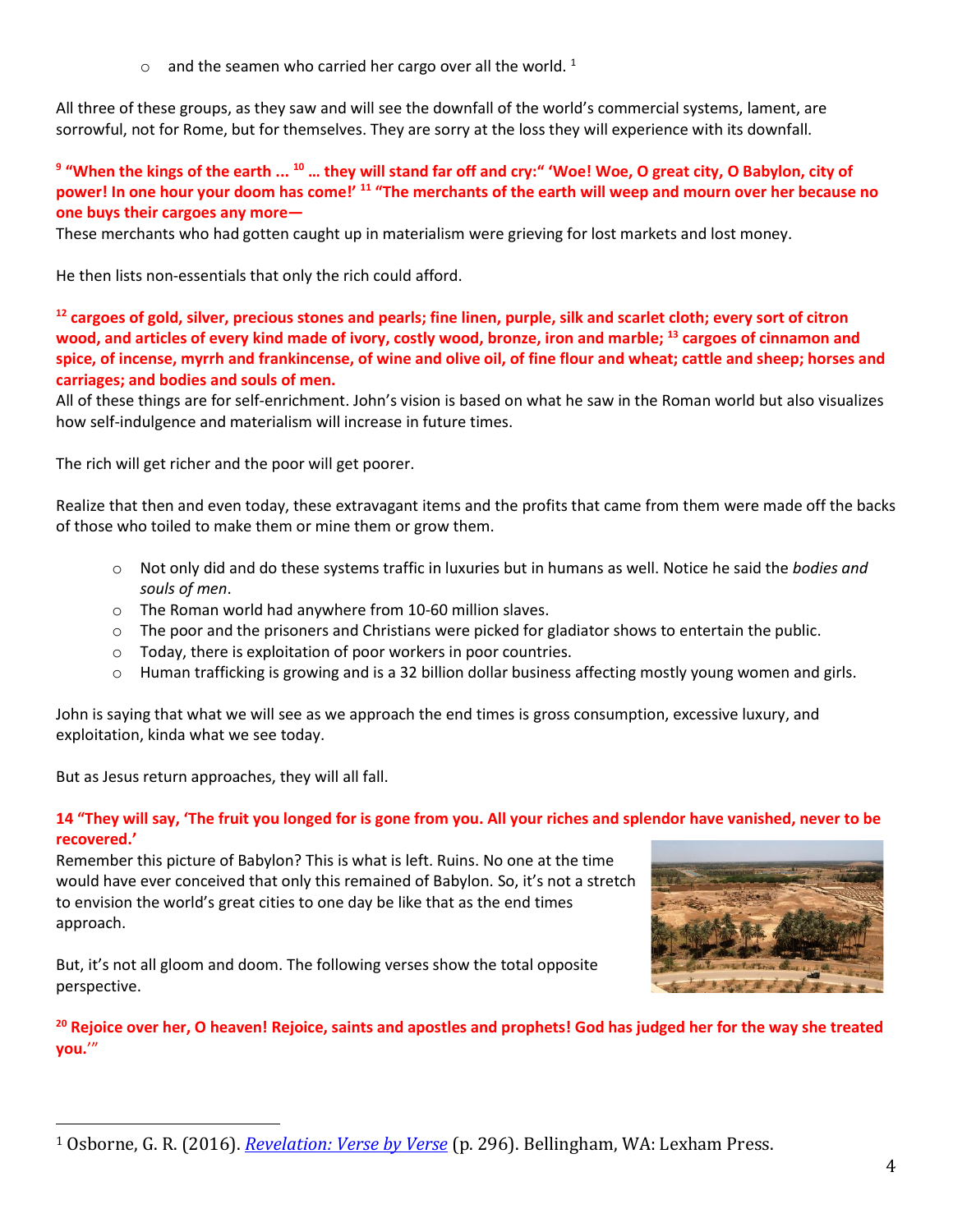- and the seamen who carried her cargo over all the world. [1]

All three of these groups, as they saw and will see the downfall of the world's commercial systems, lament, are sorrowful, not for Rome, but for themselves. They are sorry at the loss they will experience with its downfall.

**[9] "When the kings of the earth ... [10] … they will stand far off and cry:" 'Woe! Woe, O great city, O Babylon, city of power! In one hour your doom has come!' [11] "The merchants of the earth will weep and mourn over her because no one buys their cargoes any more—**

These merchants who had gotten caught up in materialism were grieving for lost markets and lost money.

He then lists non-essentials that only the rich could afford.

**[12] cargoes of gold, silver, precious stones and pearls; fine linen, purple, silk and scarlet cloth; every sort of citron wood, and articles of every kind made of ivory, costly wood, bronze, iron and marble; [13] cargoes of cinnamon and spice, of incense, myrrh and frankincense, of wine and olive oil, of fine flour and wheat; cattle and sheep; horses and carriages; and bodies and souls of men.**

All of these things are for self-enrichment. John's vision is based on what he saw in the Roman world but also visualizes how self-indulgence and materialism will increase in future times.

The rich will get richer and the poor will get poorer.

Realize that then and even today, these extravagant items and the profits that came from them were made off the backs of those who toiled to make them or mine them or grow them.

- Not only did and do these systems traffic in luxuries but in humans as well. Notice he said the *bodies and souls of men*.
- The Roman world had anywhere from 10-60 million slaves.
- The poor and the prisoners and Christians were picked for gladiator shows to entertain the public.
- Today, there is exploitation of poor workers in poor countries.
- Human trafficking is growing and is a 32 billion dollar business affecting mostly young women and girls.

John is saying that what we will see as we approach the end times is gross consumption, excessive luxury, and exploitation, kinda what we see today.

But as Jesus return approaches, they will all fall.

**14 "They will say, 'The fruit you longed for is gone from you. All your riches and splendor have vanished, never to be recovered.'**

Remember this picture of Babylon? This is what is left. Ruins. No one at the time would have ever conceived that only this remained of Babylon. So, it's not a stretch to envision the world's great cities to one day be like that as the end times approach.

But, it's not all gloom and doom. The following verses show the total opposite perspective.

**[20] Rejoice over her, O heaven! Rejoice, saints and apostles and prophets! God has judged her for the way she treated you.'"**

---

[1] Osborne, G. R. (2016). *Revelation: Verse by Verse* (p. 296). Bellingham, WA: Lexham Press.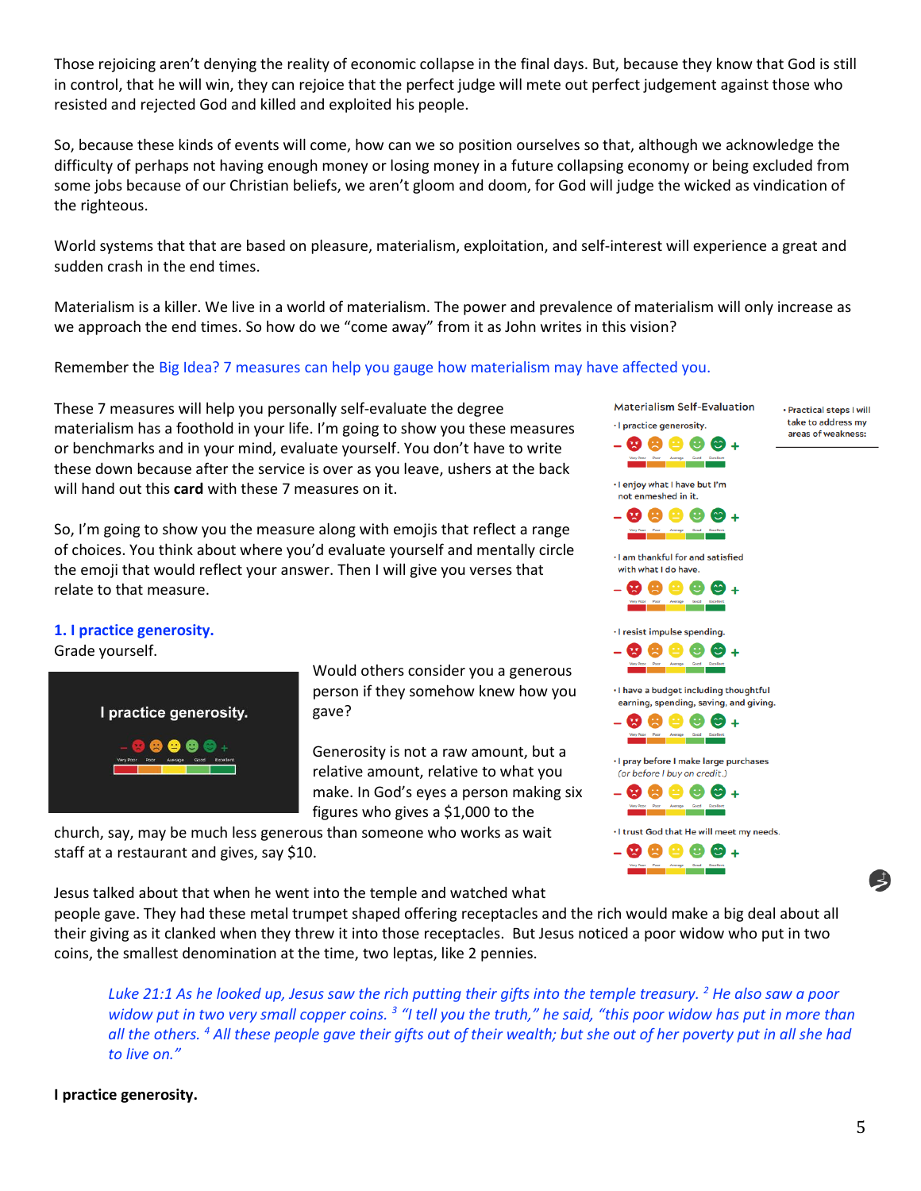Those rejoicing aren't denying the reality of economic collapse in the final days. But, because they know that God is still in control, that he will win, they can rejoice that the perfect judge will mete out perfect judgement against those who resisted and rejected God and killed and exploited his people.

So, because these kinds of events will come, how can we so position ourselves so that, although we acknowledge the difficulty of perhaps not having enough money or losing money in a future collapsing economy or being excluded from some jobs because of our Christian beliefs, we aren't gloom and doom, for God will judge the wicked as vindication of the righteous.

World systems that that are based on pleasure, materialism, exploitation, and self-interest will experience a great and sudden crash in the end times.

Materialism is a killer. We live in a world of materialism. The power and prevalence of materialism will only increase as we approach the end times. So how do we "come away" from it as John writes in this vision?

Remember the Big Idea? 7 measures can help you gauge how materialism may have affected you.

These 7 measures will help you personally self-evaluate the degree materialism has a foothold in your life. I'm going to show you these measures or benchmarks and in your mind, evaluate yourself. You don't have to write these down because after the service is over as you leave, ushers at the back will hand out this **card** with these 7 measures on it.

Materialism Self-Evaluation

- I practice generosity.
- I enjoy what I have but I'm not enmeshed in it.
- I am thankful for and satisfied with what I do have.
- I resist impulse spending.
- I have a budget including thoughtful earning, spending, saving, and giving.
- I pray before I make large purchases (or before I buy on credit.)
- I trust God that He will meet my needs.

Rating scale for each: – Very Poor, Poor, Average, Good, Excellent +

- Practical steps I will take to address my areas of weakness:

So, I'm going to show you the measure along with emojis that reflect a range of choices. You think about where you'd evaluate yourself and mentally circle the emoji that would reflect your answer. Then I will give you verses that relate to that measure.

### 1. I practice generosity.

Grade yourself.

I practice generosity.

– Very Poor, Poor, Average, Good, Excellent +

Would others consider you a generous person if they somehow knew how you gave?

Generosity is not a raw amount, but a relative amount, relative to what you make. In God's eyes a person making six figures who gives a $1,000 to the church, say, may be much less generous than someone who works as wait staff at a restaurant and gives, say $10.

Jesus talked about that when he went into the temple and watched what people gave. They had these metal trumpet shaped offering receptacles and the rich would make a big deal about all their giving as it clanked when they threw it into those receptacles. But Jesus noticed a poor widow who put in two coins, the smallest denomination at the time, two leptas, like 2 pennies.

> *Luke 21:1 As he looked up, Jesus saw the rich putting their gifts into the temple treasury. [2] He also saw a poor widow put in two very small copper coins. [3] "I tell you the truth," he said, "this poor widow has put in more than all the others. [4] All these people gave their gifts out of their wealth; but she out of her poverty put in all she had to live on."*

**I practice generosity.**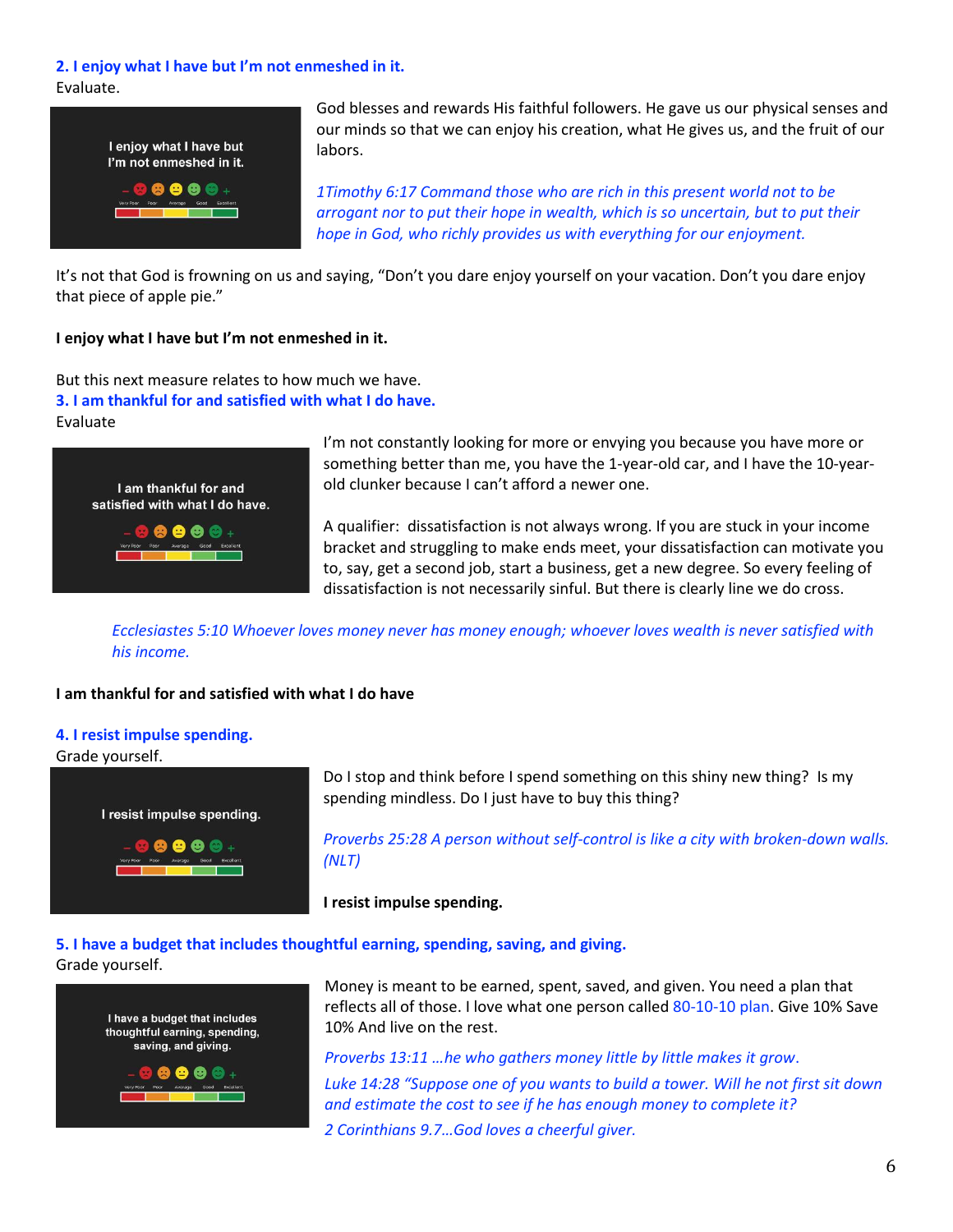### 2. I enjoy what I have but I'm not enmeshed in it.

Evaluate.

I enjoy what I have but I'm not enmeshed in it.

– Very Poor Poor Average Good Excellent +

God blesses and rewards His faithful followers. He gave us our physical senses and our minds so that we can enjoy his creation, what He gives us, and the fruit of our labors.

*1Timothy 6:17 Command those who are rich in this present world not to be arrogant nor to put their hope in wealth, which is so uncertain, but to put their hope in God, who richly provides us with everything for our enjoyment.*

It's not that God is frowning on us and saying, "Don't you dare enjoy yourself on your vacation. Don't you dare enjoy that piece of apple pie."

**I enjoy what I have but I'm not enmeshed in it.**

But this next measure relates to how much we have.

### 3. I am thankful for and satisfied with what I do have.

Evaluate

I am thankful for and satisfied with what I do have.

– Very Poor Poor Average Good Excellent +

I'm not constantly looking for more or envying you because you have more or something better than me, you have the 1-year-old car, and I have the 10-year-old clunker because I can't afford a newer one.

A qualifier: dissatisfaction is not always wrong. If you are stuck in your income bracket and struggling to make ends meet, your dissatisfaction can motivate you to, say, get a second job, start a business, get a new degree. So every feeling of dissatisfaction is not necessarily sinful. But there is clearly line we do cross.

*Ecclesiastes 5:10 Whoever loves money never has money enough; whoever loves wealth is never satisfied with his income.*

**I am thankful for and satisfied with what I do have**

### 4. I resist impulse spending.

Grade yourself.

I resist impulse spending.

– Very Poor Poor Average Good Excellent +

Do I stop and think before I spend something on this shiny new thing? Is my spending mindless. Do I just have to buy this thing?

*Proverbs 25:28 A person without self-control is like a city with broken-down walls. (NLT)*

**I resist impulse spending.**

### 5. I have a budget that includes thoughtful earning, spending, saving, and giving.

Grade yourself.

I have a budget that includes thoughtful earning, spending, saving, and giving.

– Very Poor Poor Average Good Excellent +

Money is meant to be earned, spent, saved, and given. You need a plan that reflects all of those. I love what one person called 80-10-10 plan. Give 10% Save 10% And live on the rest.

*Proverbs 13:11 …he who gathers money little by little makes it grow.*

*Luke 14:28 "Suppose one of you wants to build a tower. Will he not first sit down and estimate the cost to see if he has enough money to complete it?*

*2 Corinthians 9.7…God loves a cheerful giver.*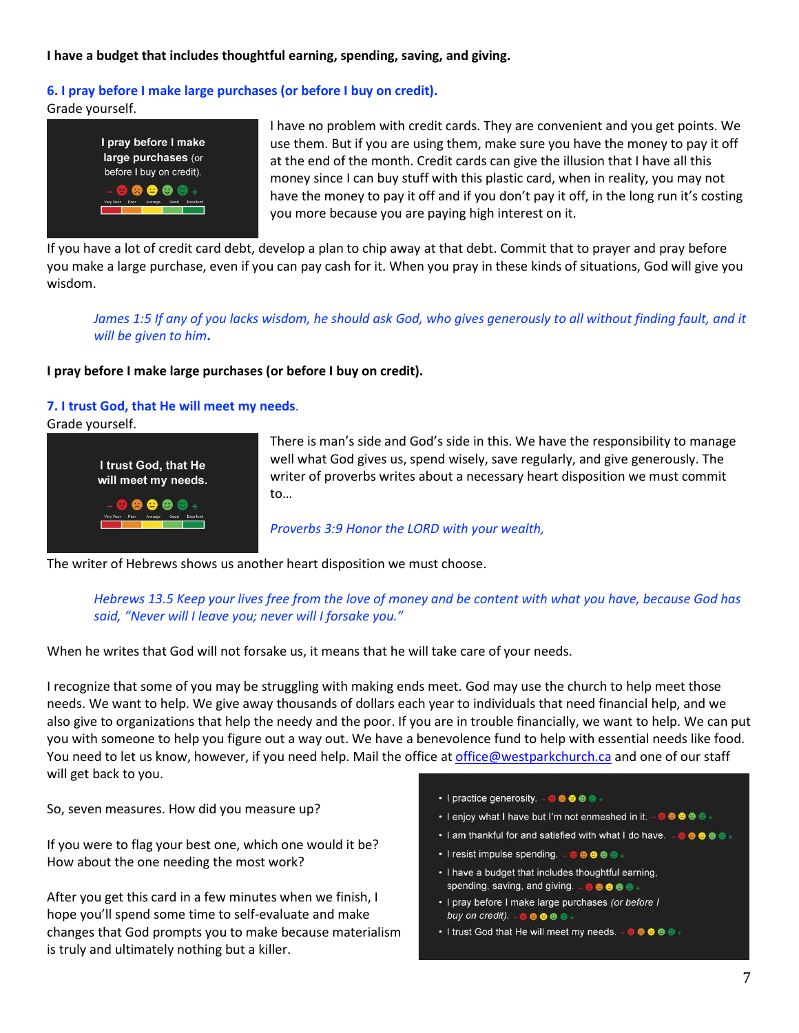**I have a budget that includes thoughtful earning, spending, saving, and giving.**

### 6. I pray before I make large purchases (or before I buy on credit).

Grade yourself.

I pray before I make large purchases (or before I buy on credit).

Very Poor Poor Average Good Excellent

I have no problem with credit cards. They are convenient and you get points. We use them. But if you are using them, make sure you have the money to pay it off at the end of the month. Credit cards can give the illusion that I have all this money since I can buy stuff with this plastic card, when in reality, you may not have the money to pay it off and if you don't pay it off, in the long run it's costing you more because you are paying high interest on it.

If you have a lot of credit card debt, develop a plan to chip away at that debt. Commit that to prayer and pray before you make a large purchase, even if you can pay cash for it. When you pray in these kinds of situations, God will give you wisdom.

> *James 1:5 If any of you lacks wisdom, he should ask God, who gives generously to all without finding fault, and it will be given to him.*

**I pray before I make large purchases (or before I buy on credit).**

### 7. I trust God, that He will meet my needs.

Grade yourself.

I trust God, that He will meet my needs.

Very Poor Poor Average Good Excellent

There is man's side and God's side in this. We have the responsibility to manage well what God gives us, spend wisely, save regularly, and give generously. The writer of proverbs writes about a necessary heart disposition we must commit to…

> *Proverbs 3:9 Honor the LORD with your wealth,*

The writer of Hebrews shows us another heart disposition we must choose.

> *Hebrews 13.5 Keep your lives free from the love of money and be content with what you have, because God has said, "Never will I leave you; never will I forsake you."*

When he writes that God will not forsake us, it means that he will take care of your needs.

I recognize that some of you may be struggling with making ends meet. God may use the church to help meet those needs. We want to help. We give away thousands of dollars each year to individuals that need financial help, and we also give to organizations that help the needy and the poor. If you are in trouble financially, we want to help. We can put you with someone to help you figure out a way out. We have a benevolence fund to help with essential needs like food. You need to let us know, however, if you need help. Mail the office at office@westparkchurch.ca and one of our staff will get back to you.

So, seven measures. How did you measure up?

If you were to flag your best one, which one would it be? How about the one needing the most work?

After you get this card in a few minutes when we finish, I hope you'll spend some time to self-evaluate and make changes that God prompts you to make because materialism is truly and ultimately nothing but a killer.

- I practice generosity.
- I enjoy what I have but I'm not enmeshed in it.
- I am thankful for and satisfied with what I do have.
- I resist impulse spending.
- I have a budget that includes thoughtful earning, spending, saving, and giving.
- I pray before I make large purchases *(or before I buy on credit).*
- I trust God that He will meet my needs.